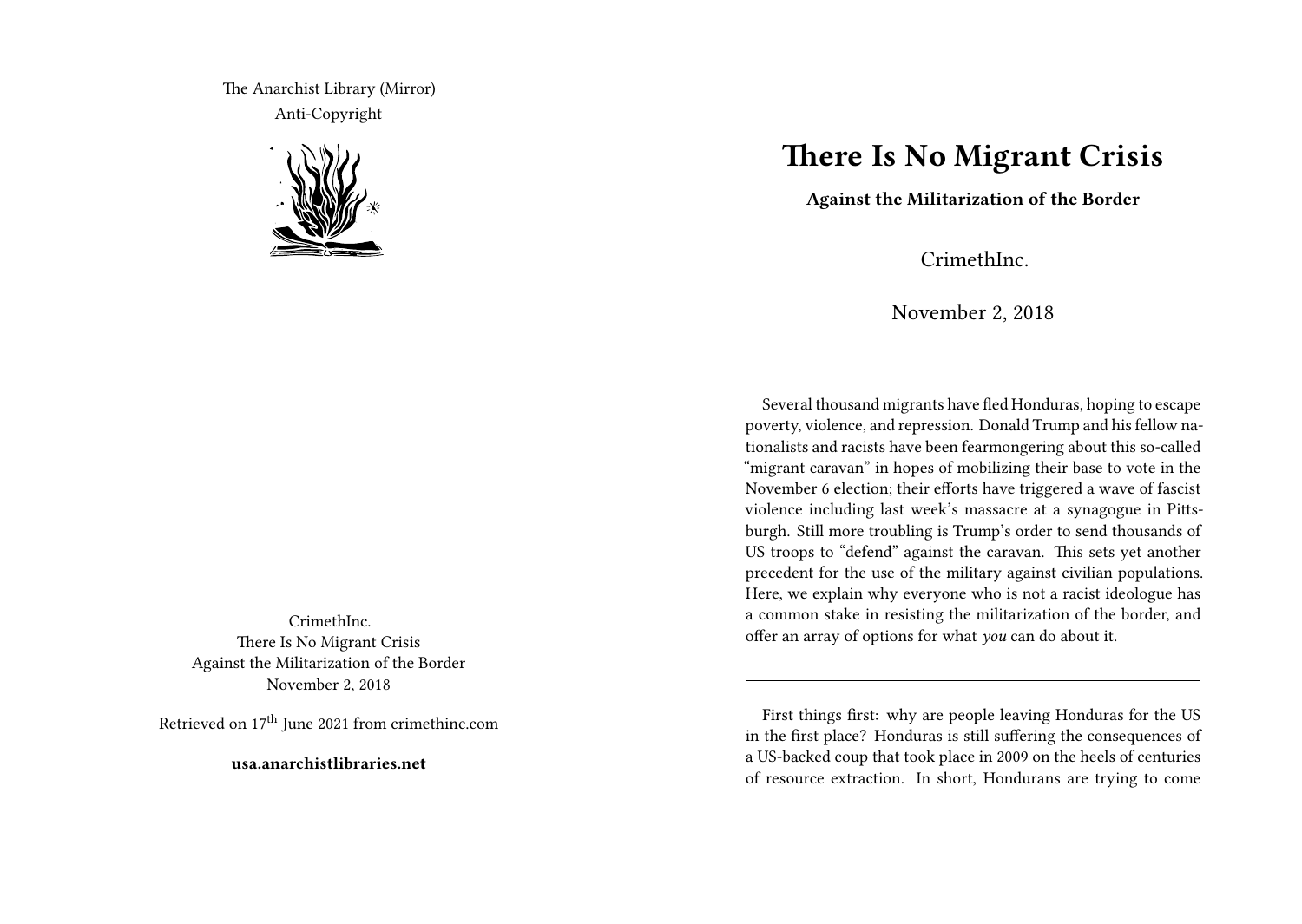The Anarchist Library (Mirror)

Anti-Copyright

CrimethInc.
There Is No Migrant Crisis
Against the Militarization of the Border
November 2, 2018

Retrieved on 17th June 2021 from crimethinc.com

**usa.anarchistlibraries.net**

# There Is No Migrant Crisis

**Against the Militarization of the Border**

CrimethInc.

November 2, 2018

Several thousand migrants have fled Honduras, hoping to escape poverty, violence, and repression. Donald Trump and his fellow nationalists and racists have been fearmongering about this so-called "migrant caravan" in hopes of mobilizing their base to vote in the November 6 election; their efforts have triggered a wave of fascist violence including last week's massacre at a synagogue in Pittsburgh. Still more troubling is Trump's order to send thousands of US troops to "defend" against the caravan. This sets yet another precedent for the use of the military against civilian populations. Here, we explain why everyone who is not a racist ideologue has a common stake in resisting the militarization of the border, and offer an array of options for what *you* can do about it.

---

First things first: why are people leaving Honduras for the US in the first place? Honduras is still suffering the consequences of a US-backed coup that took place in 2009 on the heels of centuries of resource extraction. In short, Hondurans are trying to come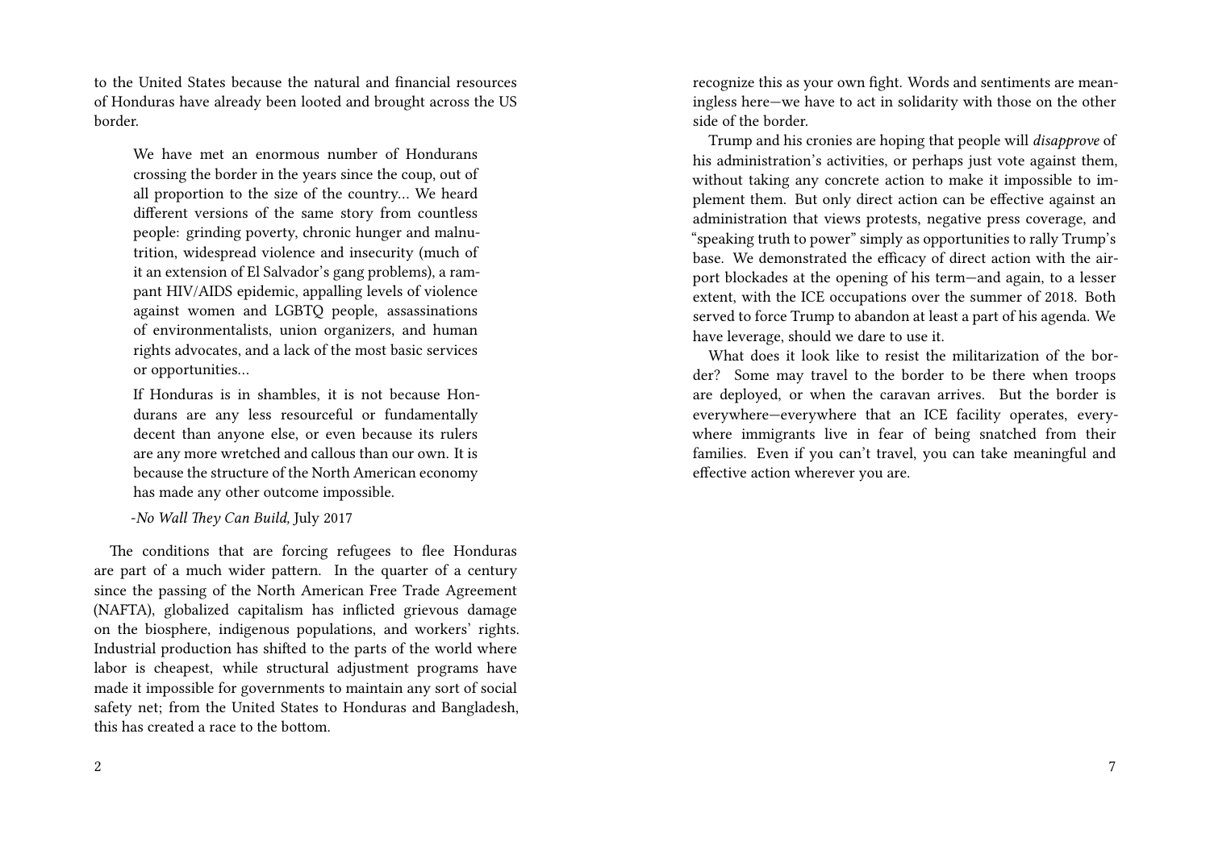to the United States because the natural and financial resources of Honduras have already been looted and brought across the US border.

> We have met an enormous number of Hondurans crossing the border in the years since the coup, out of all proportion to the size of the country… We heard different versions of the same story from countless people: grinding poverty, chronic hunger and malnutrition, widespread violence and insecurity (much of it an extension of El Salvador's gang problems), a rampant HIV/AIDS epidemic, appalling levels of violence against women and LGBTQ people, assassinations of environmentalists, union organizers, and human rights advocates, and a lack of the most basic services or opportunities…
>
> If Honduras is in shambles, it is not because Hondurans are any less resourceful or fundamentally decent than anyone else, or even because its rulers are any more wretched and callous than our own. It is because the structure of the North American economy has made any other outcome impossible.
>
> -*No Wall They Can Build,* July 2017

The conditions that are forcing refugees to flee Honduras are part of a much wider pattern. In the quarter of a century since the passing of the North American Free Trade Agreement (NAFTA), globalized capitalism has inflicted grievous damage on the biosphere, indigenous populations, and workers' rights. Industrial production has shifted to the parts of the world where labor is cheapest, while structural adjustment programs have made it impossible for governments to maintain any sort of social safety net; from the United States to Honduras and Bangladesh, this has created a race to the bottom.

recognize this as your own fight. Words and sentiments are meaningless here—we have to act in solidarity with those on the other side of the border.

Trump and his cronies are hoping that people will *disapprove* of his administration's activities, or perhaps just vote against them, without taking any concrete action to make it impossible to implement them. But only direct action can be effective against an administration that views protests, negative press coverage, and "speaking truth to power" simply as opportunities to rally Trump's base. We demonstrated the efficacy of direct action with the airport blockades at the opening of his term—and again, to a lesser extent, with the ICE occupations over the summer of 2018. Both served to force Trump to abandon at least a part of his agenda. We have leverage, should we dare to use it.

What does it look like to resist the militarization of the border? Some may travel to the border to be there when troops are deployed, or when the caravan arrives. But the border is everywhere—everywhere that an ICE facility operates, everywhere immigrants live in fear of being snatched from their families. Even if you can't travel, you can take meaningful and effective action wherever you are.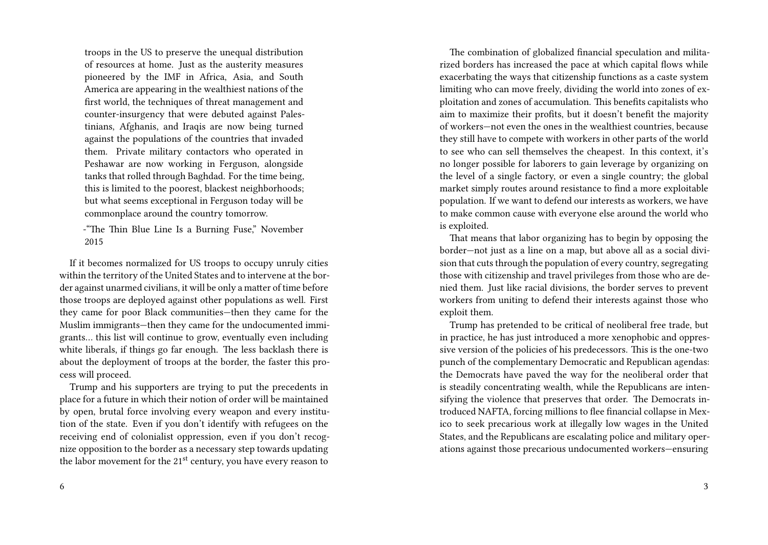> troops in the US to preserve the unequal distribution of resources at home. Just as the austerity measures pioneered by the IMF in Africa, Asia, and South America are appearing in the wealthiest nations of the first world, the techniques of threat management and counter-insurgency that were debuted against Palestinians, Afghanis, and Iraqis are now being turned against the populations of the countries that invaded them. Private military contactors who operated in Peshawar are now working in Ferguson, alongside tanks that rolled through Baghdad. For the time being, this is limited to the poorest, blackest neighborhoods; but what seems exceptional in Ferguson today will be commonplace around the country tomorrow.
>
> -"The Thin Blue Line Is a Burning Fuse," November 2015

If it becomes normalized for US troops to occupy unruly cities within the territory of the United States and to intervene at the border against unarmed civilians, it will be only a matter of time before those troops are deployed against other populations as well. First they came for poor Black communities—then they came for the Muslim immigrants—then they came for the undocumented immigrants… this list will continue to grow, eventually even including white liberals, if things go far enough. The less backlash there is about the deployment of troops at the border, the faster this process will proceed.

Trump and his supporters are trying to put the precedents in place for a future in which their notion of order will be maintained by open, brutal force involving every weapon and every institution of the state. Even if you don't identify with refugees on the receiving end of colonialist oppression, even if you don't recognize opposition to the border as a necessary step towards updating the labor movement for the 21st century, you have every reason to

The combination of globalized financial speculation and militarized borders has increased the pace at which capital flows while exacerbating the ways that citizenship functions as a caste system limiting who can move freely, dividing the world into zones of exploitation and zones of accumulation. This benefits capitalists who aim to maximize their profits, but it doesn't benefit the majority of workers—not even the ones in the wealthiest countries, because they still have to compete with workers in other parts of the world to see who can sell themselves the cheapest. In this context, it's no longer possible for laborers to gain leverage by organizing on the level of a single factory, or even a single country; the global market simply routes around resistance to find a more exploitable population. If we want to defend our interests as workers, we have to make common cause with everyone else around the world who is exploited.

That means that labor organizing has to begin by opposing the border—not just as a line on a map, but above all as a social division that cuts through the population of every country, segregating those with citizenship and travel privileges from those who are denied them. Just like racial divisions, the border serves to prevent workers from uniting to defend their interests against those who exploit them.

Trump has pretended to be critical of neoliberal free trade, but in practice, he has just introduced a more xenophobic and oppressive version of the policies of his predecessors. This is the one-two punch of the complementary Democratic and Republican agendas: the Democrats have paved the way for the neoliberal order that is steadily concentrating wealth, while the Republicans are intensifying the violence that preserves that order. The Democrats introduced NAFTA, forcing millions to flee financial collapse in Mexico to seek precarious work at illegally low wages in the United States, and the Republicans are escalating police and military operations against those precarious undocumented workers—ensuring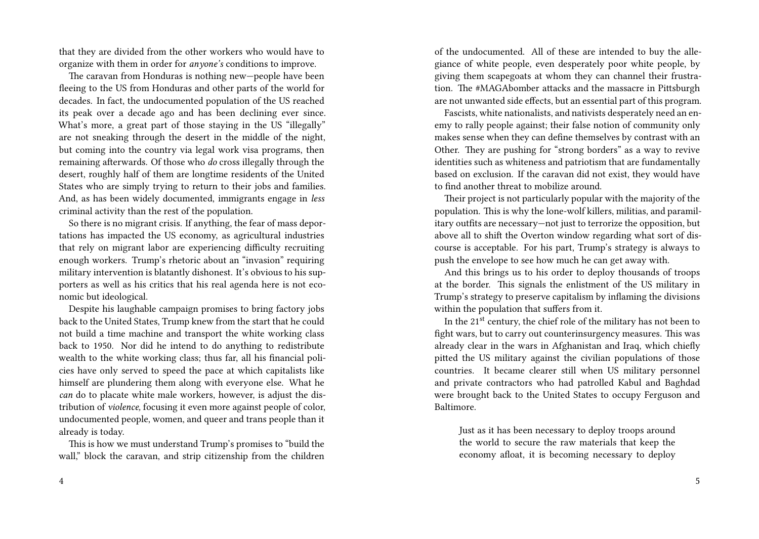that they are divided from the other workers who would have to organize with them in order for *anyone's* conditions to improve.

The caravan from Honduras is nothing new—people have been fleeing to the US from Honduras and other parts of the world for decades. In fact, the undocumented population of the US reached its peak over a decade ago and has been declining ever since. What's more, a great part of those staying in the US "illegally" are not sneaking through the desert in the middle of the night, but coming into the country via legal work visa programs, then remaining afterwards. Of those who *do* cross illegally through the desert, roughly half of them are longtime residents of the United States who are simply trying to return to their jobs and families. And, as has been widely documented, immigrants engage in *less* criminal activity than the rest of the population.

So there is no migrant crisis. If anything, the fear of mass deportations has impacted the US economy, as agricultural industries that rely on migrant labor are experiencing difficulty recruiting enough workers. Trump's rhetoric about an "invasion" requiring military intervention is blatantly dishonest. It's obvious to his supporters as well as his critics that his real agenda here is not economic but ideological.

Despite his laughable campaign promises to bring factory jobs back to the United States, Trump knew from the start that he could not build a time machine and transport the white working class back to 1950. Nor did he intend to do anything to redistribute wealth to the white working class; thus far, all his financial policies have only served to speed the pace at which capitalists like himself are plundering them along with everyone else. What he *can* do to placate white male workers, however, is adjust the distribution of *violence,* focusing it even more against people of color, undocumented people, women, and queer and trans people than it already is today.

This is how we must understand Trump's promises to "build the wall," block the caravan, and strip citizenship from the children of the undocumented. All of these are intended to buy the allegiance of white people, even desperately poor white people, by giving them scapegoats at whom they can channel their frustration. The #MAGAbomber attacks and the massacre in Pittsburgh are not unwanted side effects, but an essential part of this program.

Fascists, white nationalists, and nativists desperately need an enemy to rally people against; their false notion of community only makes sense when they can define themselves by contrast with an Other. They are pushing for "strong borders" as a way to revive identities such as whiteness and patriotism that are fundamentally based on exclusion. If the caravan did not exist, they would have to find another threat to mobilize around.

Their project is not particularly popular with the majority of the population. This is why the lone-wolf killers, militias, and paramilitary outfits are necessary—not just to terrorize the opposition, but above all to shift the Overton window regarding what sort of discourse is acceptable. For his part, Trump's strategy is always to push the envelope to see how much he can get away with.

And this brings us to his order to deploy thousands of troops at the border. This signals the enlistment of the US military in Trump's strategy to preserve capitalism by inflaming the divisions within the population that suffers from it.

In the 21st century, the chief role of the military has not been to fight wars, but to carry out counterinsurgency measures. This was already clear in the wars in Afghanistan and Iraq, which chiefly pitted the US military against the civilian populations of those countries. It became clearer still when US military personnel and private contractors who had patrolled Kabul and Baghdad were brought back to the United States to occupy Ferguson and Baltimore.

> Just as it has been necessary to deploy troops around the world to secure the raw materials that keep the economy afloat, it is becoming necessary to deploy